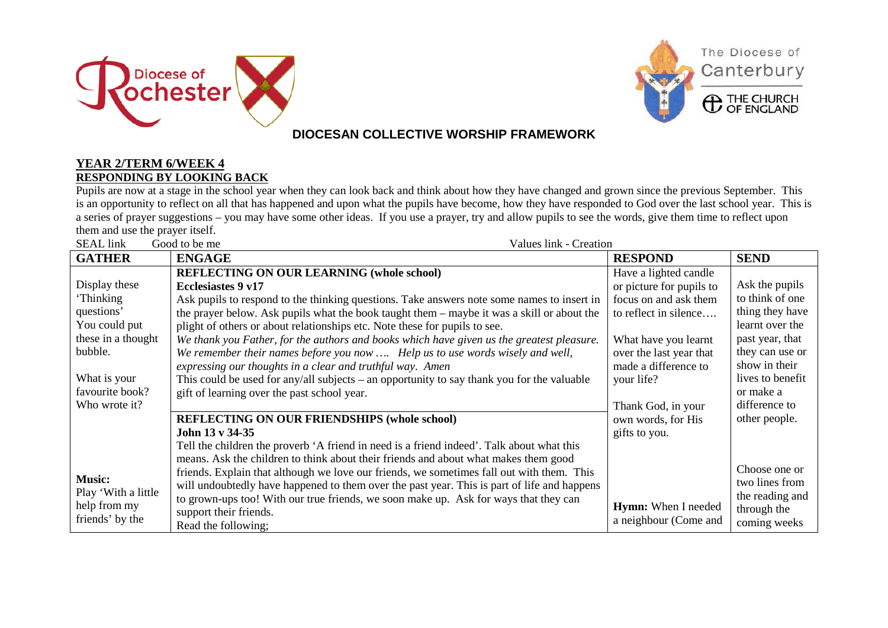Diocese of Rochester

The Diocese of Canterbury

THE CHURCH OF ENGLAND

## DIOCESAN COLLECTIVE WORSHIP FRAMEWORK

**YEAR 2/TERM 6/WEEK 4**
**RESPONDING BY LOOKING BACK**

Pupils are now at a stage in the school year when they can look back and think about how they have changed and grown since the previous September. This is an opportunity to reflect on all that has happened and upon what the pupils have become, how they have responded to God over the last school year. This is a series of prayer suggestions – you may have some other ideas. If you use a prayer, try and allow pupils to see the words, give them time to reflect upon them and use the prayer itself.

SEAL link Good to be me Values link - Creation

| GATHER | ENGAGE | RESPOND | SEND |
|---|---|---|---|
| Display these 'Thinking questions'<br>You could put these in a thought bubble.<br><br>What is your favourite book?<br>Who wrote it? | **REFLECTING ON OUR LEARNING (whole school)**<br>**Ecclesiastes 9 v17**<br>Ask pupils to respond to the thinking questions. Take answers note some names to insert in the prayer below. Ask pupils what the book taught them – maybe it was a skill or about the plight of others or about relationships etc. Note these for pupils to see.<br>*We thank you Father, for the authors and books which have given us the greatest pleasure. We remember their names before you now …. Help us to use words wisely and well, expressing our thoughts in a clear and truthful way. Amen*<br>This could be used for any/all subjects – an opportunity to say thank you for the valuable gift of learning over the past school year. | Have a lighted candle or picture for pupils to focus on and ask them to reflect in silence….<br><br>What have you learnt over the last year that made a difference to your life?<br><br>Thank God, in your own words, for His gifts to you. | Ask the pupils to think of one thing they have learnt over the past year, that they can use or show in their lives to benefit or make a difference to other people. |
| **Music:**<br>Play 'With a little help from my friends' by the | **REFLECTING ON OUR FRIENDSHIPS (whole school)**<br>**John 13 v 34-35**<br>Tell the children the proverb 'A friend in need is a friend indeed'. Talk about what this means. Ask the children to think about their friends and about what makes them good friends. Explain that although we love our friends, we sometimes fall out with them. This will undoubtedly have happened to them over the past year. This is part of life and happens to grown-ups too! With our true friends, we soon make up. Ask for ways that they can support their friends.<br>Read the following; | **Hymn:** When I needed a neighbour (Come and | Choose one or two lines from the reading and through the coming weeks |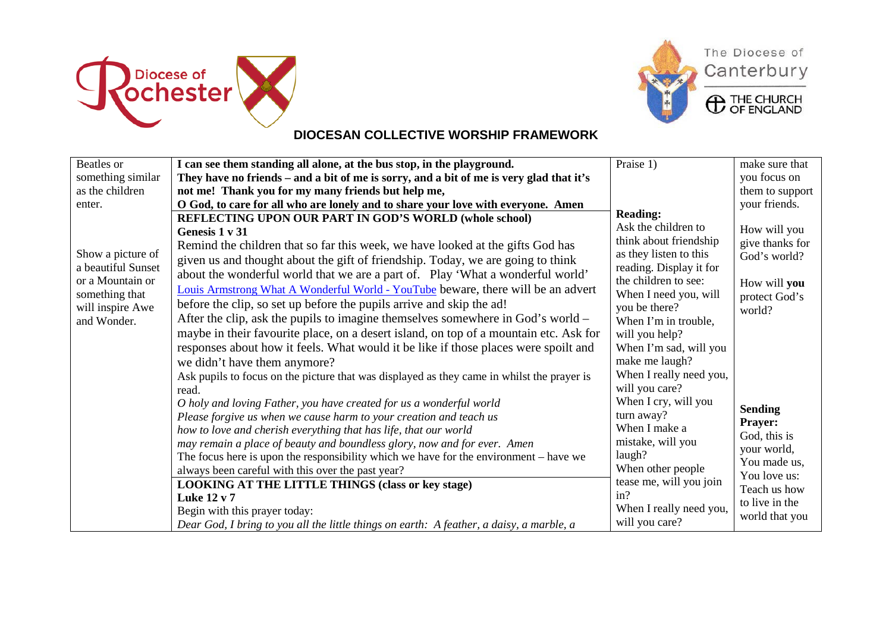## DIOCESAN COLLECTIVE WORSHIP FRAMEWORK

| | | | |
|---|---|---|---|
| Beatles or something similar as the children enter.<br><br>Show a picture of a beautiful Sunset or a Mountain or something that will inspire Awe and Wonder. | **I can see them standing all alone, at the bus stop, in the playground. They have no friends – and a bit of me is sorry, and a bit of me is very glad that it's not me! Thank you for my many friends but help me, O God, to care for all who are lonely and to share your love with everyone. Amen**<br>**REFLECTING UPON OUR PART IN GOD'S WORLD (whole school)**<br>**Genesis 1 v 31**<br>Remind the children that so far this week, we have looked at the gifts God has given us and thought about the gift of friendship. Today, we are going to think about the wonderful world that we are a part of. Play 'What a wonderful world' [Louis Armstrong What A Wonderful World - YouTube] beware, there will be an advert before the clip, so set up before the pupils arrive and skip the ad!<br>After the clip, ask the pupils to imagine themselves somewhere in God's world – maybe in their favourite place, on a desert island, on top of a mountain etc. Ask for responses about how it feels. What would it be like if those places were spoilt and we didn't have them anymore?<br>Ask pupils to focus on the picture that was displayed as they came in whilst the prayer is read.<br>*O holy and loving Father, you have created for us a wonderful world*<br>*Please forgive us when we cause harm to your creation and teach us*<br>*how to love and cherish everything that has life, that our world*<br>*may remain a place of beauty and boundless glory, now and for ever. Amen*<br>The focus here is upon the responsibility which we have for the environment – have we always been careful with this over the past year?<br>**LOOKING AT THE LITTLE THINGS (class or key stage)**<br>**Luke 12 v 7**<br>Begin with this prayer today:<br>*Dear God, I bring to you all the little things on earth: A feather, a daisy, a marble, a* | Praise 1)<br><br>**Reading:**<br>Ask the children to think about friendship as they listen to this reading. Display it for the children to see:<br>When I need you, will you be there?<br>When I'm in trouble, will you help?<br>When I'm sad, will you make me laugh?<br>When I really need you, will you care?<br>When I cry, will you turn away?<br>When I make a mistake, will you laugh?<br>When other people tease me, will you join in?<br>When I really need you, will you care? | make sure that you focus on them to support your friends.<br><br>How will you give thanks for God's world?<br><br>How will **you** protect God's world?<br><br>**Sending Prayer:**<br>God, this is your world,<br>You made us,<br>You love us:<br>Teach us how to live in the world that you |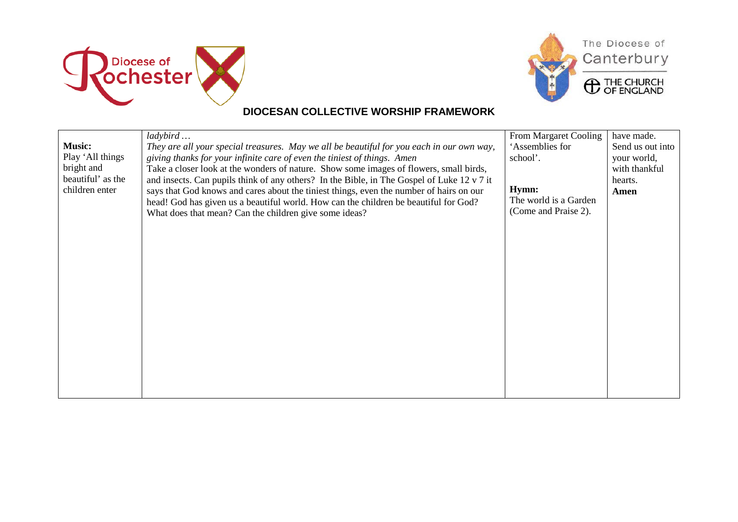## DIOCESAN COLLECTIVE WORSHIP FRAMEWORK

| | | | |
|---|---|---|---|
| **Music:**<br>Play 'All things bright and beautiful' as the children enter | *ladybird …*<br>*They are all your special treasures. May we all be beautiful for you each in our own way, giving thanks for your infinite care of even the tiniest of things. Amen*<br>Take a closer look at the wonders of nature. Show some images of flowers, small birds, and insects. Can pupils think of any others? In the Bible, in The Gospel of Luke 12 v 7 it says that God knows and cares about the tiniest things, even the number of hairs on our head! God has given us a beautiful world. How can the children be beautiful for God? What does that mean? Can the children give some ideas? | From Margaret Cooling 'Assemblies for school'.<br><br>**Hymn:**<br>The world is a Garden (Come and Praise 2). | have made.<br>Send us out into your world, with thankful hearts.<br>**Amen** |